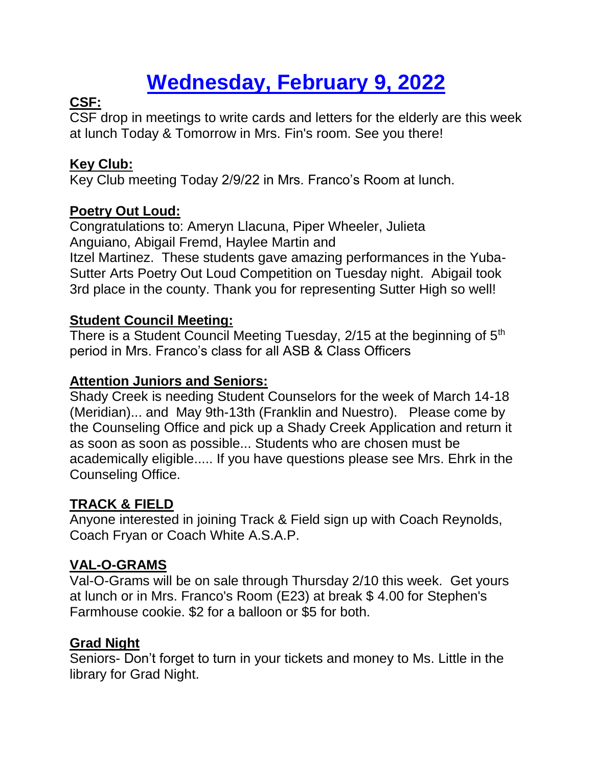# Wednesday, February 9, 2022

**CSF:**

CSF drop in meetings to write cards and letters for the elderly are this week at lunch Today & Tomorrow in Mrs. Fin's room. See you there!

**Key Club:**

Key Club meeting Today 2/9/22 in Mrs. Franco's Room at lunch.

**Poetry Out Loud:**

Congratulations to: Ameryn Llacuna, Piper Wheeler, Julieta Anguiano, Abigail Fremd, Haylee Martin and Itzel Martinez. These students gave amazing performances in the Yuba-Sutter Arts Poetry Out Loud Competition on Tuesday night. Abigail took 3rd place in the county. Thank you for representing Sutter High so well!

**Student Council Meeting:**

There is a Student Council Meeting Tuesday, 2/15 at the beginning of 5th period in Mrs. Franco's class for all ASB & Class Officers

**Attention Juniors and Seniors:**

Shady Creek is needing Student Counselors for the week of March 14-18 (Meridian)... and May 9th-13th (Franklin and Nuestro). Please come by the Counseling Office and pick up a Shady Creek Application and return it as soon as soon as possible... Students who are chosen must be academically eligible..... If you have questions please see Mrs. Ehrk in the Counseling Office.

**TRACK & FIELD**

Anyone interested in joining Track & Field sign up with Coach Reynolds, Coach Fryan or Coach White A.S.A.P.

**VAL-O-GRAMS**

Val-O-Grams will be on sale through Thursday 2/10 this week. Get yours at lunch or in Mrs. Franco's Room (E23) at break $ 4.00 for Stephen's Farmhouse cookie. $2 for a balloon or $5 for both.

**Grad Night**

Seniors- Don't forget to turn in your tickets and money to Ms. Little in the library for Grad Night.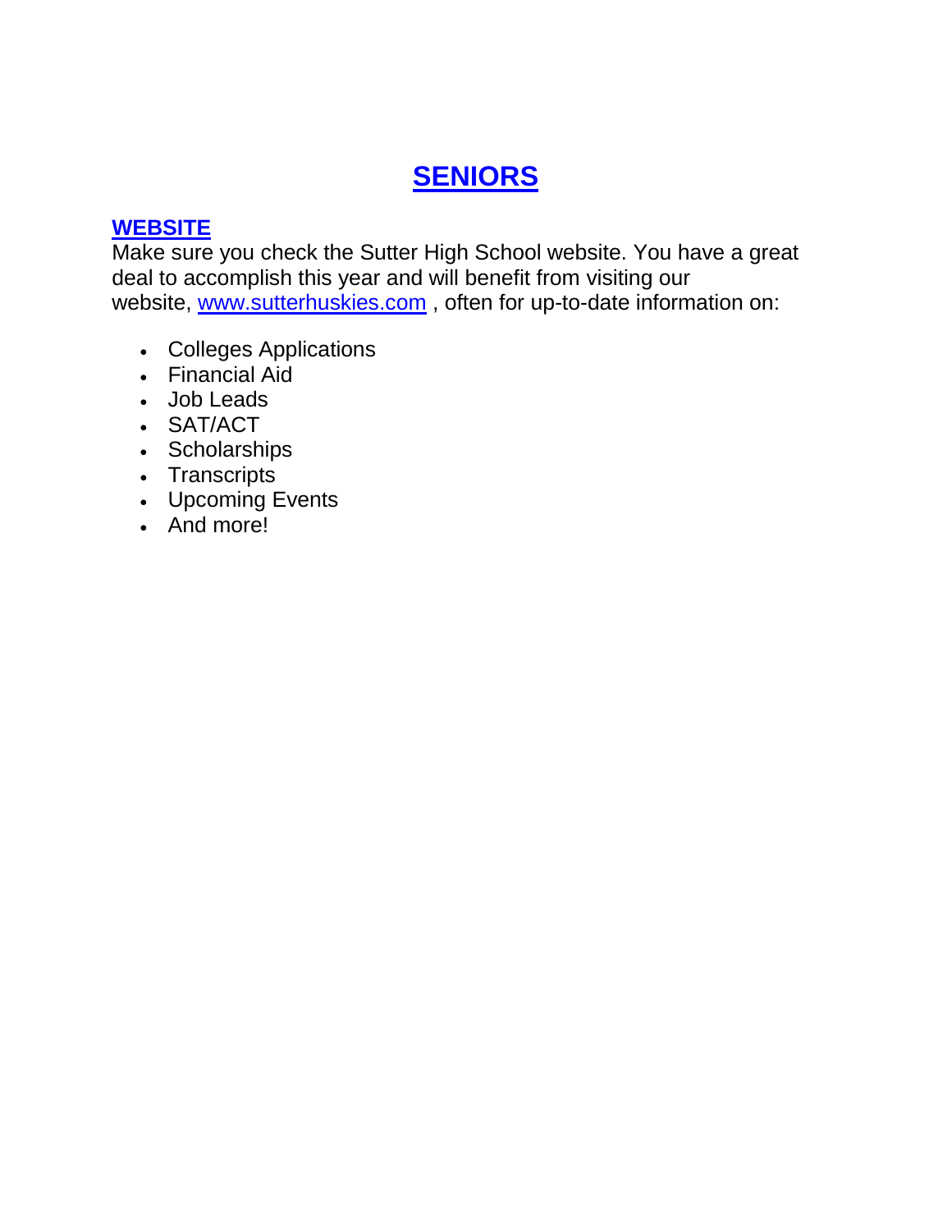# SENIORS

## WEBSITE

Make sure you check the Sutter High School website. You have a great deal to accomplish this year and will benefit from visiting our website, www.sutterhuskies.com , often for up-to-date information on:

- Colleges Applications
- Financial Aid
- Job Leads
- SAT/ACT
- Scholarships
- Transcripts
- Upcoming Events
- And more!